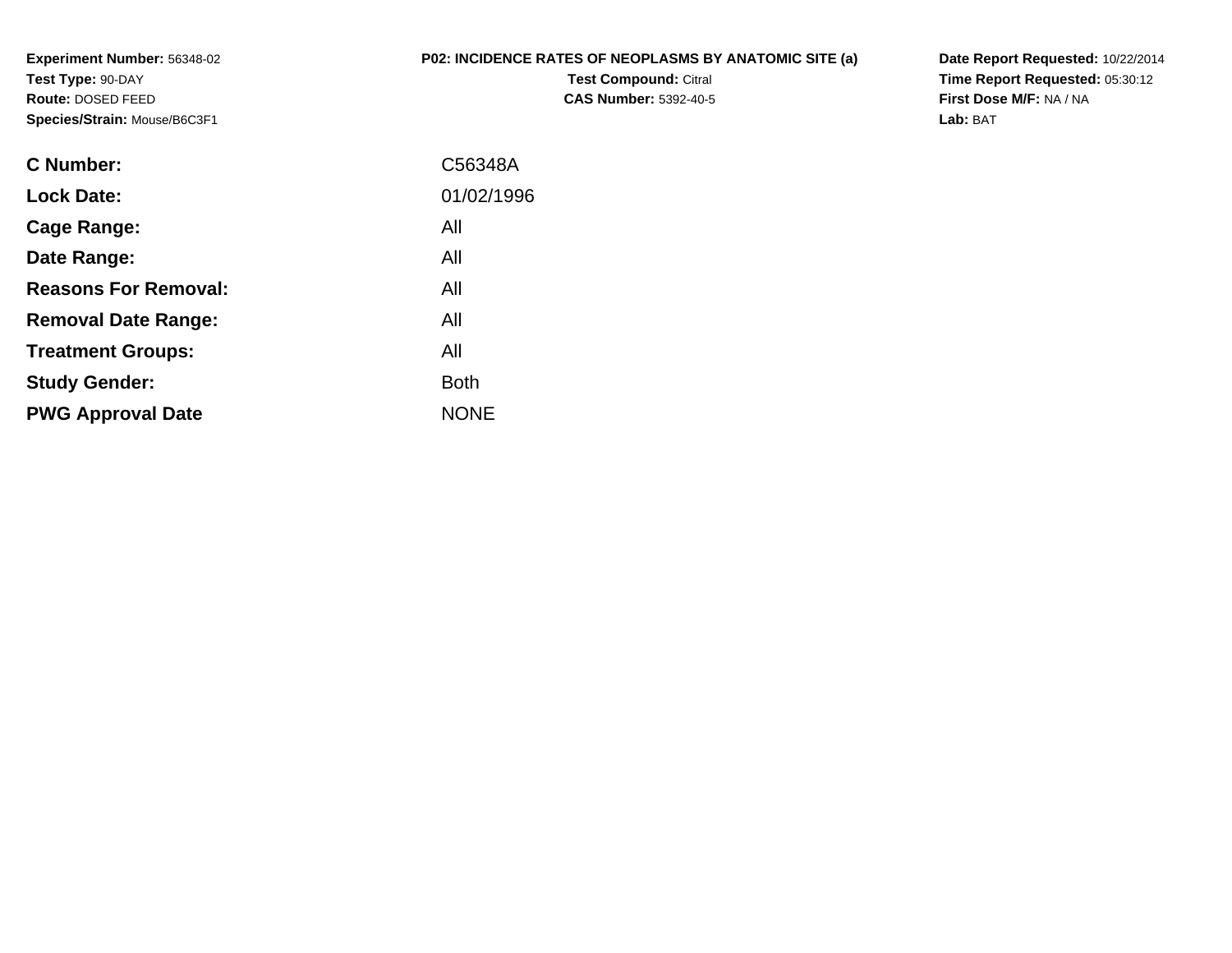**Experiment Number:** 56348-02
**Test Type:** 90-DAY
**Route:** DOSED FEED
**Species/Strain:** Mouse/B6C3F1

**P02: INCIDENCE RATES OF NEOPLASMS BY ANATOMIC SITE (a)**
**Test Compound:** Citral
**CAS Number:** 5392-40-5

**Date Report Requested:** 10/22/2014
**Time Report Requested:** 05:30:12
**First Dose M/F:** NA / NA
**Lab:** BAT

| | |
|---|---|
| **C Number:** | C56348A |
| **Lock Date:** | 01/02/1996 |
| **Cage Range:** | All |
| **Date Range:** | All |
| **Reasons For Removal:** | All |
| **Removal Date Range:** | All |
| **Treatment Groups:** | All |
| **Study Gender:** | Both |
| **PWG Approval Date** | NONE |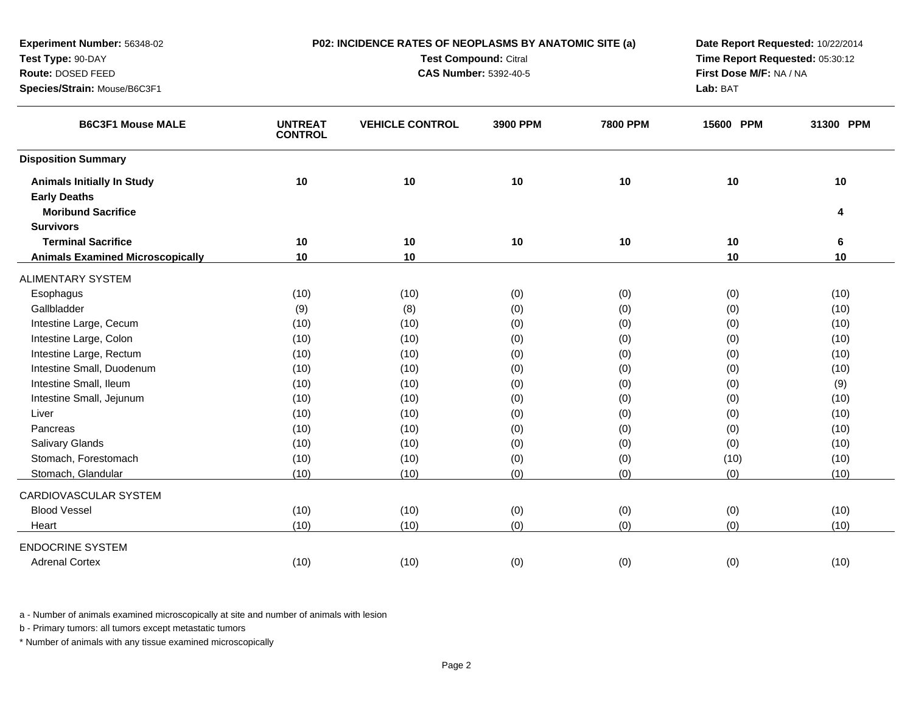**Experiment Number:** 56348-02
**Test Type:** 90-DAY
**Route:** DOSED FEED
**Species/Strain:** Mouse/B6C3F1

**P02: INCIDENCE RATES OF NEOPLASMS BY ANATOMIC SITE (a)**
**Test Compound:** Citral
**CAS Number:** 5392-40-5

**Date Report Requested:** 10/22/2014
**Time Report Requested:** 05:30:12
**First Dose M/F:** NA / NA
**Lab:** BAT

| B6C3F1 Mouse MALE | UNTREAT CONTROL | VEHICLE CONTROL | 3900 PPM | 7800 PPM | 15600 PPM | 31300 PPM |
|---|---|---|---|---|---|---|
| **Disposition Summary** | | | | | | |
| **Animals Initially In Study** | 10 | 10 | 10 | 10 | 10 | 10 |
| **Early Deaths** | | | | | | |
| **Moribund Sacrifice** | | | | | | 4 |
| **Survivors** | | | | | | |
| **Terminal Sacrifice** | 10 | 10 | 10 | 10 | 10 | 6 |
| **Animals Examined Microscopically** | 10 | 10 | | | 10 | 10 |
| ALIMENTARY SYSTEM | | | | | | |
| Esophagus | (10) | (10) | (0) | (0) | (0) | (10) |
| Gallbladder | (9) | (8) | (0) | (0) | (0) | (10) |
| Intestine Large, Cecum | (10) | (10) | (0) | (0) | (0) | (10) |
| Intestine Large, Colon | (10) | (10) | (0) | (0) | (0) | (10) |
| Intestine Large, Rectum | (10) | (10) | (0) | (0) | (0) | (10) |
| Intestine Small, Duodenum | (10) | (10) | (0) | (0) | (0) | (10) |
| Intestine Small, Ileum | (10) | (10) | (0) | (0) | (0) | (9) |
| Intestine Small, Jejunum | (10) | (10) | (0) | (0) | (0) | (10) |
| Liver | (10) | (10) | (0) | (0) | (0) | (10) |
| Pancreas | (10) | (10) | (0) | (0) | (0) | (10) |
| Salivary Glands | (10) | (10) | (0) | (0) | (0) | (10) |
| Stomach, Forestomach | (10) | (10) | (0) | (0) | (10) | (10) |
| Stomach, Glandular | (10) | (10) | (0) | (0) | (0) | (10) |
| CARDIOVASCULAR SYSTEM | | | | | | |
| Blood Vessel | (10) | (10) | (0) | (0) | (0) | (10) |
| Heart | (10) | (10) | (0) | (0) | (0) | (10) |
| ENDOCRINE SYSTEM | | | | | | |
| Adrenal Cortex | (10) | (10) | (0) | (0) | (0) | (10) |

a - Number of animals examined microscopically at site and number of animals with lesion

b - Primary tumors: all tumors except metastatic tumors

* Number of animals with any tissue examined microscopically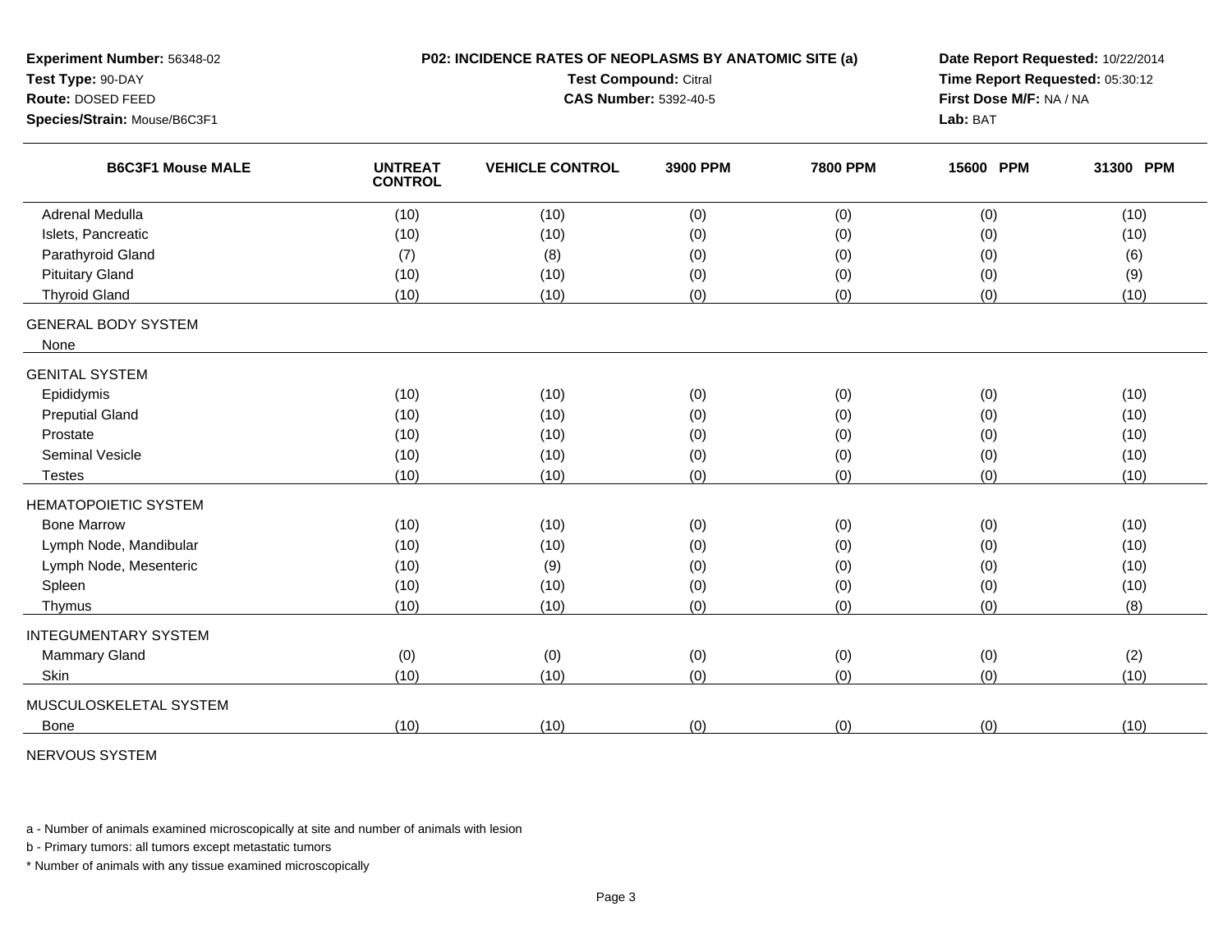**Experiment Number:** 56348-02
**Test Type:** 90-DAY
**Route:** DOSED FEED
**Species/Strain:** Mouse/B6C3F1

**P02: INCIDENCE RATES OF NEOPLASMS BY ANATOMIC SITE (a)**
**Test Compound:** Citral
**CAS Number:** 5392-40-5

**Date Report Requested:** 10/22/2014
**Time Report Requested:** 05:30:12
**First Dose M/F:** NA / NA
**Lab:** BAT

| B6C3F1 Mouse MALE | UNTREAT CONTROL | VEHICLE CONTROL | 3900 PPM | 7800 PPM | 15600 PPM | 31300 PPM |
|---|---|---|---|---|---|---|
| Adrenal Medulla | (10) | (10) | (0) | (0) | (0) | (10) |
| Islets, Pancreatic | (10) | (10) | (0) | (0) | (0) | (10) |
| Parathyroid Gland | (7) | (8) | (0) | (0) | (0) | (6) |
| Pituitary Gland | (10) | (10) | (0) | (0) | (0) | (9) |
| Thyroid Gland | (10) | (10) | (0) | (0) | (0) | (10) |
| GENERAL BODY SYSTEM | | | | | | |
| None | | | | | | |
| GENITAL SYSTEM | | | | | | |
| Epididymis | (10) | (10) | (0) | (0) | (0) | (10) |
| Preputial Gland | (10) | (10) | (0) | (0) | (0) | (10) |
| Prostate | (10) | (10) | (0) | (0) | (0) | (10) |
| Seminal Vesicle | (10) | (10) | (0) | (0) | (0) | (10) |
| Testes | (10) | (10) | (0) | (0) | (0) | (10) |
| HEMATOPOIETIC SYSTEM | | | | | | |
| Bone Marrow | (10) | (10) | (0) | (0) | (0) | (10) |
| Lymph Node, Mandibular | (10) | (10) | (0) | (0) | (0) | (10) |
| Lymph Node, Mesenteric | (10) | (9) | (0) | (0) | (0) | (10) |
| Spleen | (10) | (10) | (0) | (0) | (0) | (10) |
| Thymus | (10) | (10) | (0) | (0) | (0) | (8) |
| INTEGUMENTARY SYSTEM | | | | | | |
| Mammary Gland | (0) | (0) | (0) | (0) | (0) | (2) |
| Skin | (10) | (10) | (0) | (0) | (0) | (10) |
| MUSCULOSKELETAL SYSTEM | | | | | | |
| Bone | (10) | (10) | (0) | (0) | (0) | (10) |
| NERVOUS SYSTEM | | | | | | |

a - Number of animals examined microscopically at site and number of animals with lesion

b - Primary tumors: all tumors except metastatic tumors

* Number of animals with any tissue examined microscopically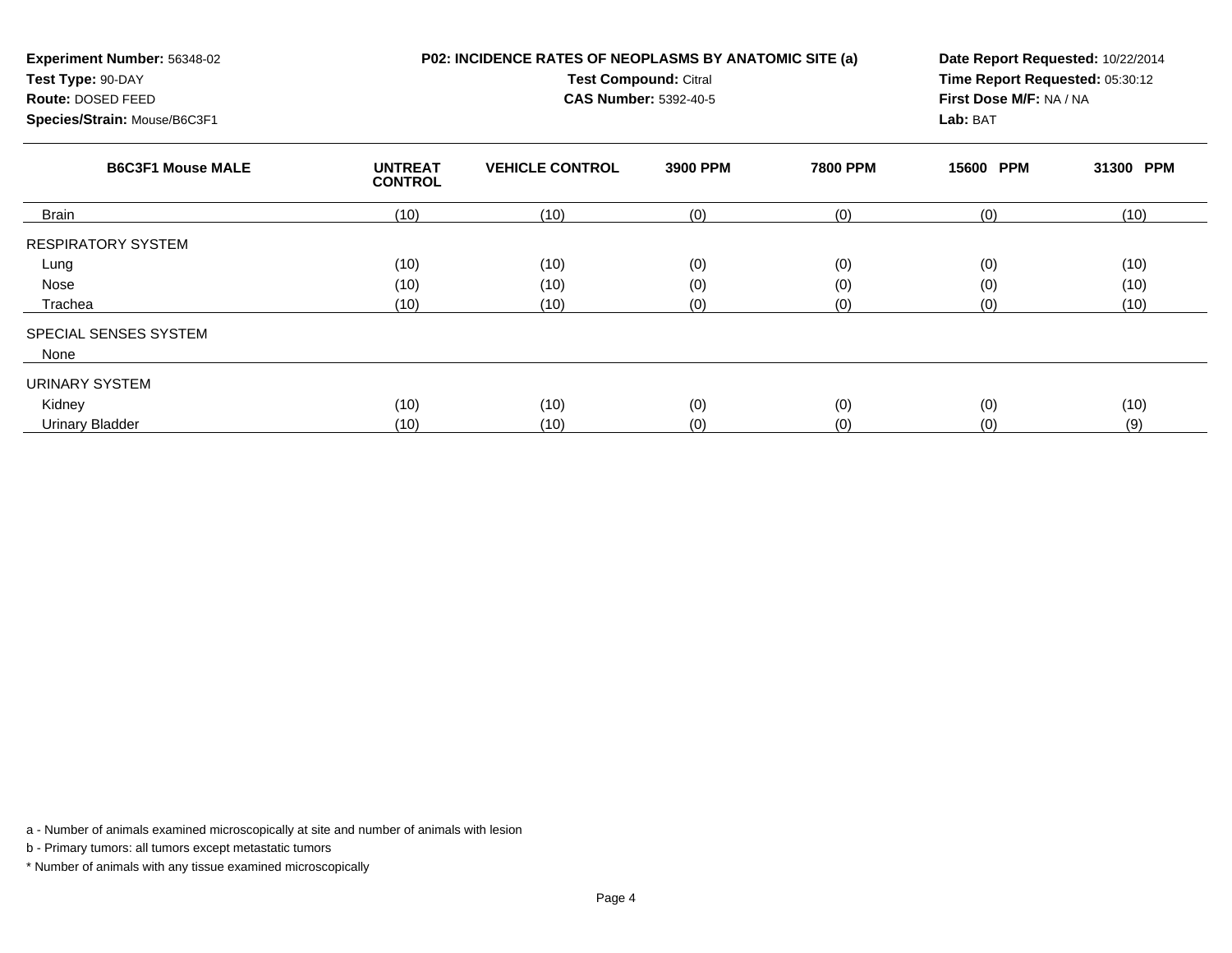**Experiment Number:** 56348-02
**Test Type:** 90-DAY
**Route:** DOSED FEED
**Species/Strain:** Mouse/B6C3F1

**P02: INCIDENCE RATES OF NEOPLASMS BY ANATOMIC SITE (a)**
**Test Compound:** Citral
**CAS Number:** 5392-40-5

**Date Report Requested:** 10/22/2014
**Time Report Requested:** 05:30:12
**First Dose M/F:** NA / NA
**Lab:** BAT

| B6C3F1 Mouse MALE | UNTREAT CONTROL | VEHICLE CONTROL | 3900 PPM | 7800 PPM | 15600 PPM | 31300 PPM |
|---|---|---|---|---|---|---|
| Brain | (10) | (10) | (0) | (0) | (0) | (10) |
| RESPIRATORY SYSTEM | | | | | | |
| Lung | (10) | (10) | (0) | (0) | (0) | (10) |
| Nose | (10) | (10) | (0) | (0) | (0) | (10) |
| Trachea | (10) | (10) | (0) | (0) | (0) | (10) |
| SPECIAL SENSES SYSTEM | | | | | | |
| None | | | | | | |
| URINARY SYSTEM | | | | | | |
| Kidney | (10) | (10) | (0) | (0) | (0) | (10) |
| Urinary Bladder | (10) | (10) | (0) | (0) | (0) | (9) |

a - Number of animals examined microscopically at site and number of animals with lesion

b - Primary tumors: all tumors except metastatic tumors

* Number of animals with any tissue examined microscopically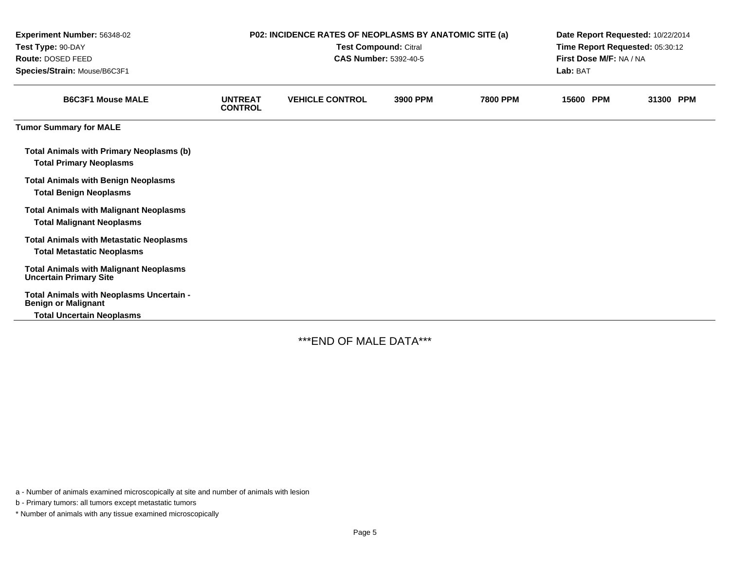**Experiment Number:** 56348-02
**Test Type:** 90-DAY
**Route:** DOSED FEED
**Species/Strain:** Mouse/B6C3F1

**P02: INCIDENCE RATES OF NEOPLASMS BY ANATOMIC SITE (a)**
**Test Compound:** Citral
**CAS Number:** 5392-40-5

**Date Report Requested:** 10/22/2014
**Time Report Requested:** 05:30:12
**First Dose M/F:** NA / NA
**Lab:** BAT

| B6C3F1 Mouse MALE | UNTREAT CONTROL | VEHICLE CONTROL | 3900 PPM | 7800 PPM | 15600 PPM | 31300 PPM |
|---|---|---|---|---|---|---|
| **Tumor Summary for MALE** | | | | | | |
| **Total Animals with Primary Neoplasms (b)** | | | | | | |
| **Total Primary Neoplasms** | | | | | | |
| **Total Animals with Benign Neoplasms** | | | | | | |
| **Total Benign Neoplasms** | | | | | | |
| **Total Animals with Malignant Neoplasms** | | | | | | |
| **Total Malignant Neoplasms** | | | | | | |
| **Total Animals with Metastatic Neoplasms** | | | | | | |
| **Total Metastatic Neoplasms** | | | | | | |
| **Total Animals with Malignant Neoplasms Uncertain Primary Site** | | | | | | |
| **Total Animals with Neoplasms Uncertain - Benign or Malignant** | | | | | | |
| **Total Uncertain Neoplasms** | | | | | | |

***END OF MALE DATA***

a - Number of animals examined microscopically at site and number of animals with lesion

b - Primary tumors: all tumors except metastatic tumors

* Number of animals with any tissue examined microscopically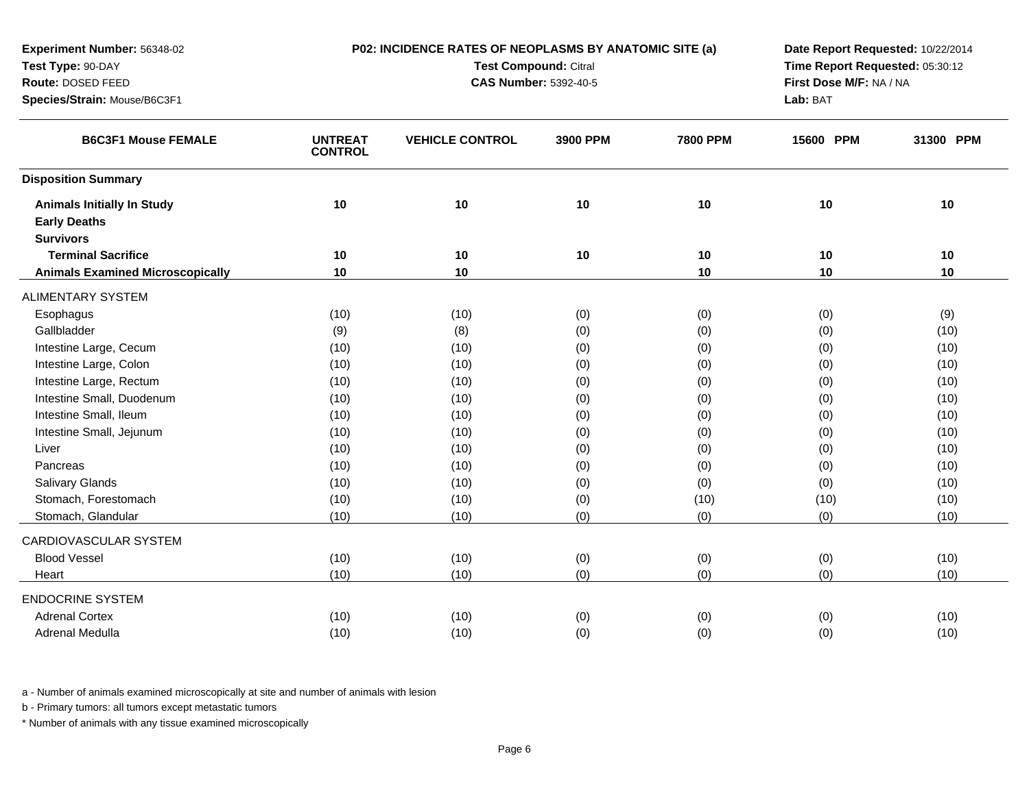**Experiment Number:** 56348-02
**Test Type:** 90-DAY
**Route:** DOSED FEED
**Species/Strain:** Mouse/B6C3F1

**P02: INCIDENCE RATES OF NEOPLASMS BY ANATOMIC SITE (a)**
**Test Compound:** Citral
**CAS Number:** 5392-40-5

**Date Report Requested:** 10/22/2014
**Time Report Requested:** 05:30:12
**First Dose M/F:** NA / NA
**Lab:** BAT

| B6C3F1 Mouse FEMALE | UNTREAT CONTROL | VEHICLE CONTROL | 3900 PPM | 7800 PPM | 15600 PPM | 31300 PPM |
|---|---|---|---|---|---|---|
| **Disposition Summary** | | | | | | |
| **Animals Initially In Study** | 10 | 10 | 10 | 10 | 10 | 10 |
| **Early Deaths** | | | | | | |
| **Survivors** | | | | | | |
| **Terminal Sacrifice** | 10 | 10 | 10 | 10 | 10 | 10 |
| **Animals Examined Microscopically** | 10 | 10 | | 10 | 10 | 10 |
| ALIMENTARY SYSTEM | | | | | | |
| Esophagus | (10) | (10) | (0) | (0) | (0) | (9) |
| Gallbladder | (9) | (8) | (0) | (0) | (0) | (10) |
| Intestine Large, Cecum | (10) | (10) | (0) | (0) | (0) | (10) |
| Intestine Large, Colon | (10) | (10) | (0) | (0) | (0) | (10) |
| Intestine Large, Rectum | (10) | (10) | (0) | (0) | (0) | (10) |
| Intestine Small, Duodenum | (10) | (10) | (0) | (0) | (0) | (10) |
| Intestine Small, Ileum | (10) | (10) | (0) | (0) | (0) | (10) |
| Intestine Small, Jejunum | (10) | (10) | (0) | (0) | (0) | (10) |
| Liver | (10) | (10) | (0) | (0) | (0) | (10) |
| Pancreas | (10) | (10) | (0) | (0) | (0) | (10) |
| Salivary Glands | (10) | (10) | (0) | (0) | (0) | (10) |
| Stomach, Forestomach | (10) | (10) | (0) | (10) | (10) | (10) |
| Stomach, Glandular | (10) | (10) | (0) | (0) | (0) | (10) |
| CARDIOVASCULAR SYSTEM | | | | | | |
| Blood Vessel | (10) | (10) | (0) | (0) | (0) | (10) |
| Heart | (10) | (10) | (0) | (0) | (0) | (10) |
| ENDOCRINE SYSTEM | | | | | | |
| Adrenal Cortex | (10) | (10) | (0) | (0) | (0) | (10) |
| Adrenal Medulla | (10) | (10) | (0) | (0) | (0) | (10) |

a - Number of animals examined microscopically at site and number of animals with lesion

b - Primary tumors: all tumors except metastatic tumors

* Number of animals with any tissue examined microscopically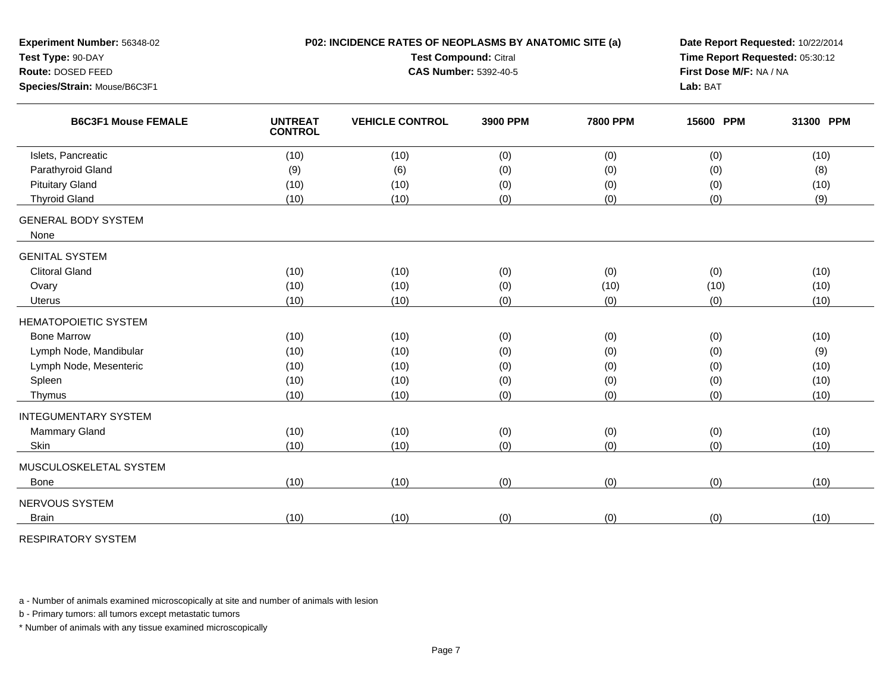**Experiment Number:** 56348-02
**Test Type:** 90-DAY
**Route:** DOSED FEED
**Species/Strain:** Mouse/B6C3F1

**P02: INCIDENCE RATES OF NEOPLASMS BY ANATOMIC SITE (a)**
**Test Compound:** Citral
**CAS Number:** 5392-40-5

**Date Report Requested:** 10/22/2014
**Time Report Requested:** 05:30:12
**First Dose M/F:** NA / NA
**Lab:** BAT

| B6C3F1 Mouse FEMALE | UNTREAT CONTROL | VEHICLE CONTROL | 3900 PPM | 7800 PPM | 15600 PPM | 31300 PPM |
|---|---|---|---|---|---|---|
| Islets, Pancreatic | (10) | (10) | (0) | (0) | (0) | (10) |
| Parathyroid Gland | (9) | (6) | (0) | (0) | (0) | (8) |
| Pituitary Gland | (10) | (10) | (0) | (0) | (0) | (10) |
| Thyroid Gland | (10) | (10) | (0) | (0) | (0) | (9) |
| GENERAL BODY SYSTEM | | | | | | |
| None | | | | | | |
| GENITAL SYSTEM | | | | | | |
| Clitoral Gland | (10) | (10) | (0) | (0) | (0) | (10) |
| Ovary | (10) | (10) | (0) | (10) | (10) | (10) |
| Uterus | (10) | (10) | (0) | (0) | (0) | (10) |
| HEMATOPOIETIC SYSTEM | | | | | | |
| Bone Marrow | (10) | (10) | (0) | (0) | (0) | (10) |
| Lymph Node, Mandibular | (10) | (10) | (0) | (0) | (0) | (9) |
| Lymph Node, Mesenteric | (10) | (10) | (0) | (0) | (0) | (10) |
| Spleen | (10) | (10) | (0) | (0) | (0) | (10) |
| Thymus | (10) | (10) | (0) | (0) | (0) | (10) |
| INTEGUMENTARY SYSTEM | | | | | | |
| Mammary Gland | (10) | (10) | (0) | (0) | (0) | (10) |
| Skin | (10) | (10) | (0) | (0) | (0) | (10) |
| MUSCULOSKELETAL SYSTEM | | | | | | |
| Bone | (10) | (10) | (0) | (0) | (0) | (10) |
| NERVOUS SYSTEM | | | | | | |
| Brain | (10) | (10) | (0) | (0) | (0) | (10) |
| RESPIRATORY SYSTEM | | | | | | |

a - Number of animals examined microscopically at site and number of animals with lesion

b - Primary tumors: all tumors except metastatic tumors

* Number of animals with any tissue examined microscopically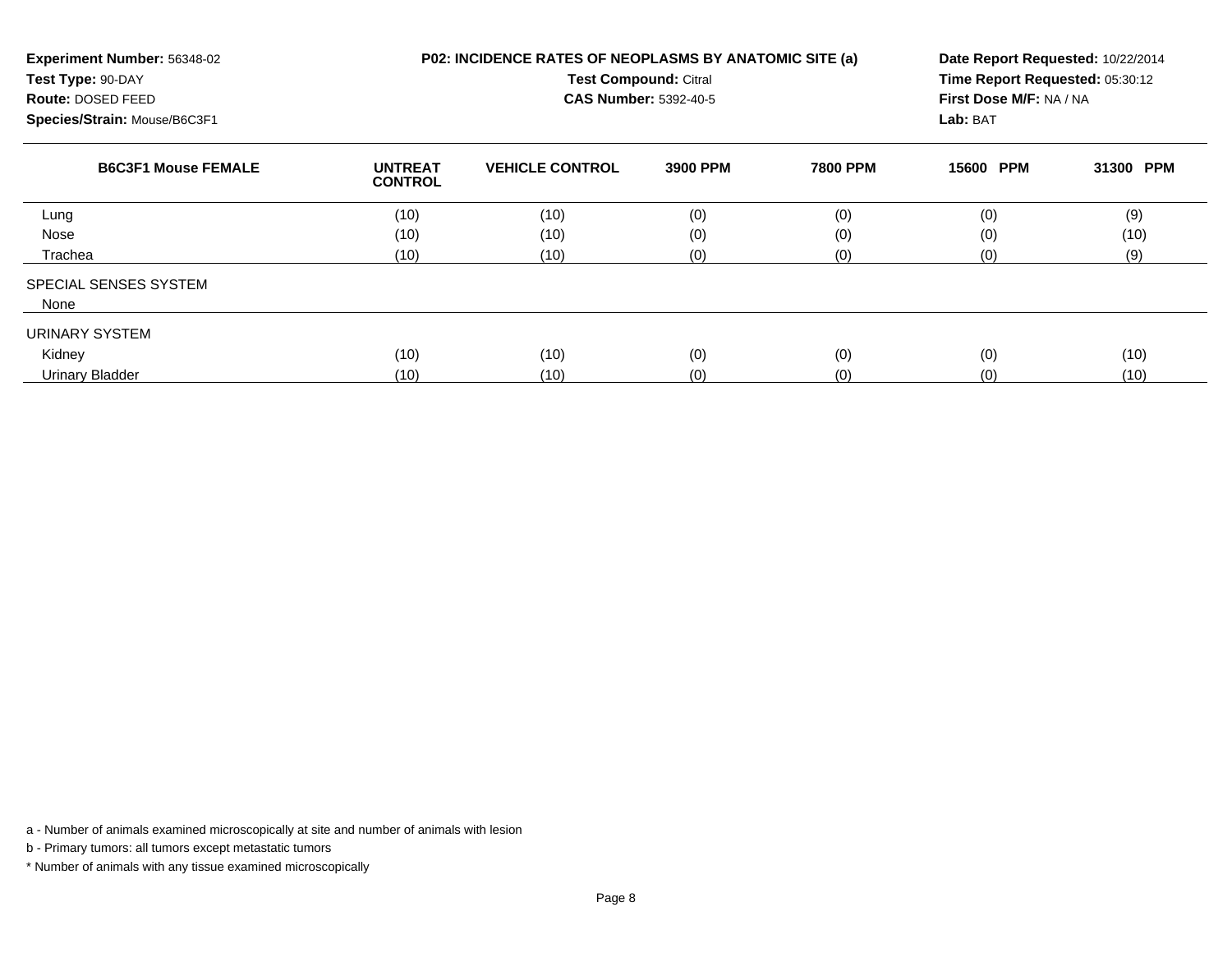**Experiment Number:** 56348-02
**Test Type:** 90-DAY
**Route:** DOSED FEED
**Species/Strain:** Mouse/B6C3F1

**P02: INCIDENCE RATES OF NEOPLASMS BY ANATOMIC SITE (a)**
**Test Compound:** Citral
**CAS Number:** 5392-40-5

**Date Report Requested:** 10/22/2014
**Time Report Requested:** 05:30:12
**First Dose M/F:** NA / NA
**Lab:** BAT

| B6C3F1 Mouse FEMALE | UNTREAT CONTROL | VEHICLE CONTROL | 3900 PPM | 7800 PPM | 15600 PPM | 31300 PPM |
|---|---|---|---|---|---|---|
| Lung | (10) | (10) | (0) | (0) | (0) | (9) |
| Nose | (10) | (10) | (0) | (0) | (0) | (10) |
| Trachea | (10) | (10) | (0) | (0) | (0) | (9) |
| SPECIAL SENSES SYSTEM | | | | | | |
| None | | | | | | |
| URINARY SYSTEM | | | | | | |
| Kidney | (10) | (10) | (0) | (0) | (0) | (10) |
| Urinary Bladder | (10) | (10) | (0) | (0) | (0) | (10) |

a - Number of animals examined microscopically at site and number of animals with lesion

b - Primary tumors: all tumors except metastatic tumors

* Number of animals with any tissue examined microscopically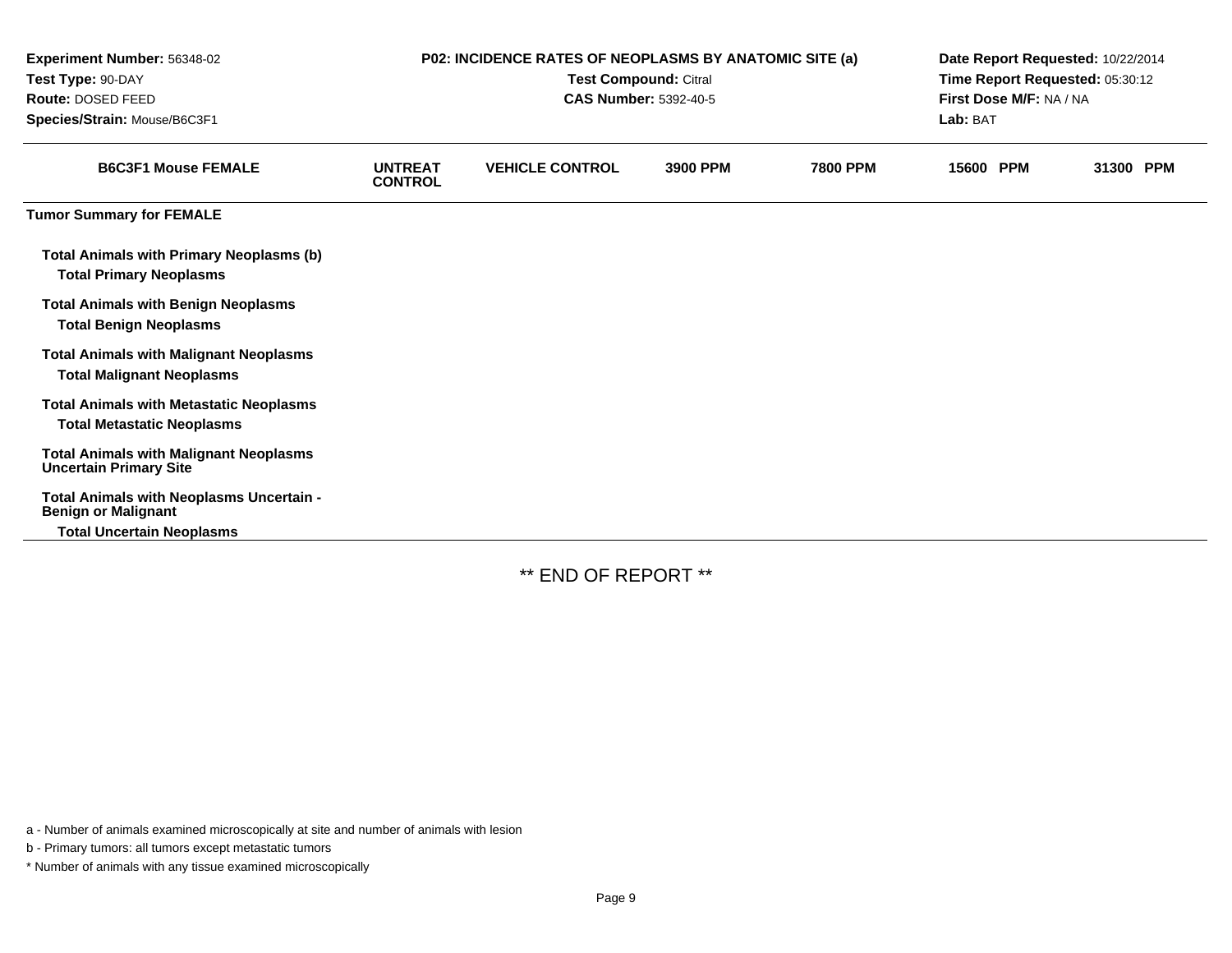**Experiment Number:** 56348-02
**Test Type:** 90-DAY
**Route:** DOSED FEED
**Species/Strain:** Mouse/B6C3F1

**P02: INCIDENCE RATES OF NEOPLASMS BY ANATOMIC SITE (a)**
**Test Compound:** Citral
**CAS Number:** 5392-40-5

**Date Report Requested:** 10/22/2014
**Time Report Requested:** 05:30:12
**First Dose M/F:** NA / NA
**Lab:** BAT

| B6C3F1 Mouse FEMALE | UNTREAT CONTROL | VEHICLE CONTROL | 3900 PPM | 7800 PPM | 15600 PPM | 31300 PPM |
|---|---|---|---|---|---|---|
| **Tumor Summary for FEMALE** | | | | | | |
| **Total Animals with Primary Neoplasms (b)** | | | | | | |
| **Total Primary Neoplasms** | | | | | | |
| **Total Animals with Benign Neoplasms** | | | | | | |
| **Total Benign Neoplasms** | | | | | | |
| **Total Animals with Malignant Neoplasms** | | | | | | |
| **Total Malignant Neoplasms** | | | | | | |
| **Total Animals with Metastatic Neoplasms** | | | | | | |
| **Total Metastatic Neoplasms** | | | | | | |
| **Total Animals with Malignant Neoplasms Uncertain Primary Site** | | | | | | |
| **Total Animals with Neoplasms Uncertain - Benign or Malignant** | | | | | | |
| **Total Uncertain Neoplasms** | | | | | | |

** END OF REPORT **

a - Number of animals examined microscopically at site and number of animals with lesion

b - Primary tumors: all tumors except metastatic tumors

* Number of animals with any tissue examined microscopically